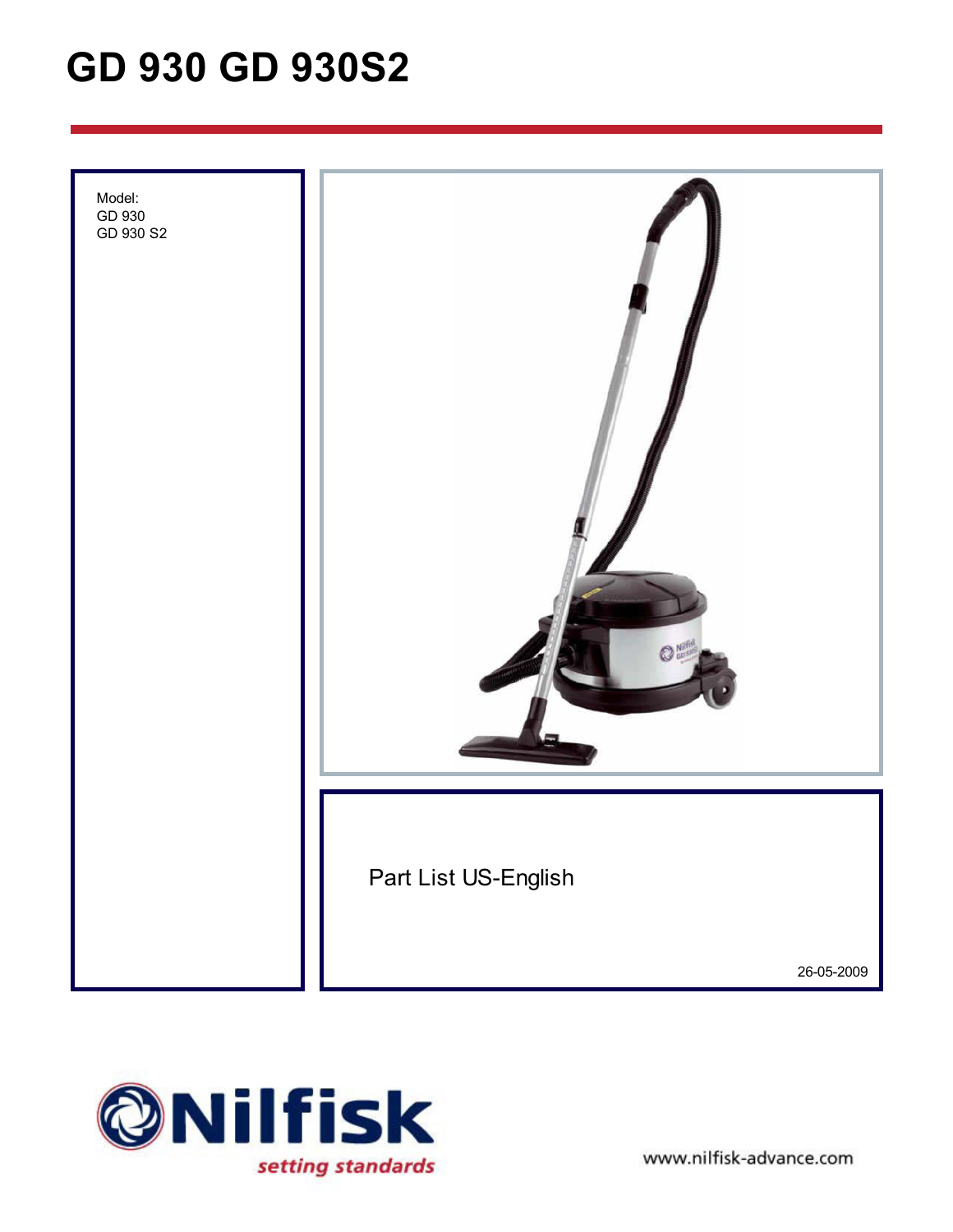# GD 930 GD 930S2

Model:
GD 930
GD 930 S2

Part List US-English

26-05-2009

Nilfisk
*setting standards*

www.nilfisk-advance.com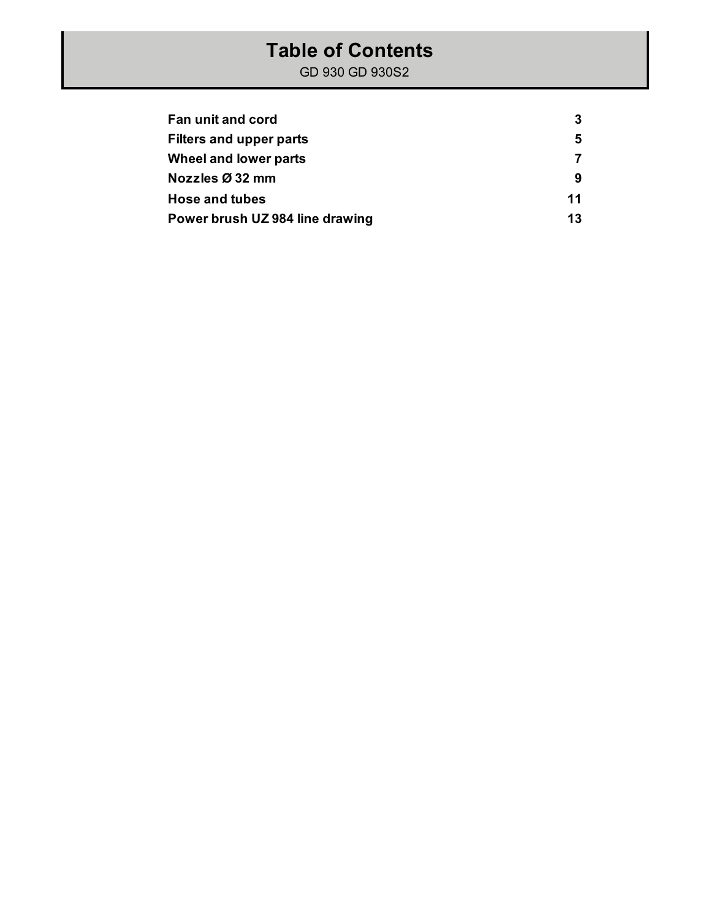# Table of Contents

GD 930 GD 930S2

| | |
|---|---|
| **Fan unit and cord** | **3** |
| **Filters and upper parts** | **5** |
| **Wheel and lower parts** | **7** |
| **Nozzles Ø 32 mm** | **9** |
| **Hose and tubes** | **11** |
| **Power brush UZ 984 line drawing** | **13** |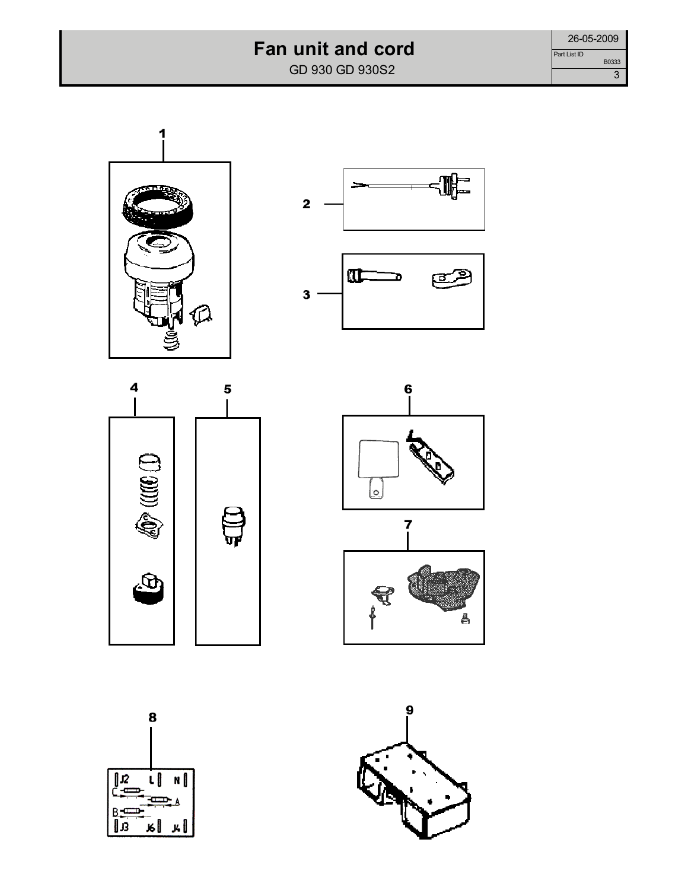# Fan unit and cord

GD 930 GD 930S2

26-05-2009

Part List ID B0333

1

2

3

4

5

6

7

8

9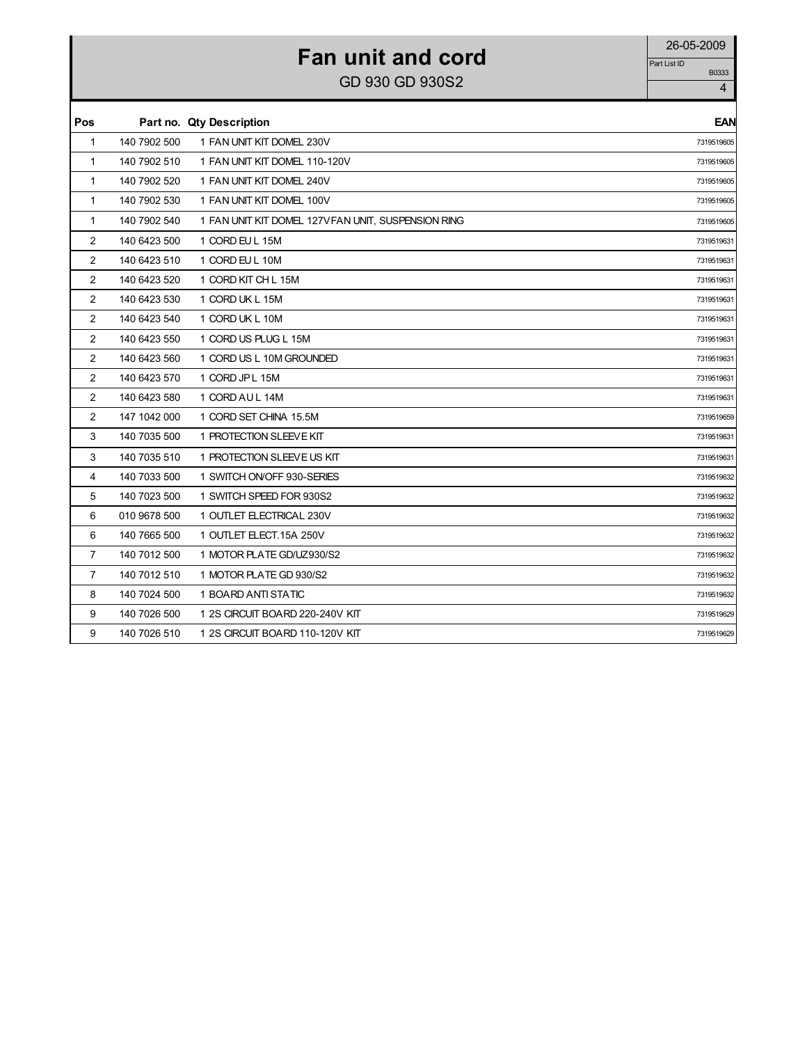# Fan unit and cord

GD 930 GD 930S2

26-05-2009

Part List ID B0333

| Pos | Part no. | Qty | Description | EAN |
|---|---|---|---|---|
| 1 | 140 7902 500 | 1 | FAN UNIT KIT DOMEL 230V | 7319519605 |
| 1 | 140 7902 510 | 1 | FAN UNIT KIT DOMEL 110-120V | 7319519605 |
| 1 | 140 7902 520 | 1 | FAN UNIT KIT DOMEL 240V | 7319519605 |
| 1 | 140 7902 530 | 1 | FAN UNIT KIT DOMEL 100V | 7319519605 |
| 1 | 140 7902 540 | 1 | FAN UNIT KIT DOMEL 127VFAN UNIT, SUSPENSION RING | 7319519605 |
| 2 | 140 6423 500 | 1 | CORD EU L 15M | 7319519631 |
| 2 | 140 6423 510 | 1 | CORD EU L 10M | 7319519631 |
| 2 | 140 6423 520 | 1 | CORD KIT CH L 15M | 7319519631 |
| 2 | 140 6423 530 | 1 | CORD UK L 15M | 7319519631 |
| 2 | 140 6423 540 | 1 | CORD UK L 10M | 7319519631 |
| 2 | 140 6423 550 | 1 | CORD US PLUG L 15M | 7319519631 |
| 2 | 140 6423 560 | 1 | CORD US L 10M GROUNDED | 7319519631 |
| 2 | 140 6423 570 | 1 | CORD JP L 15M | 7319519631 |
| 2 | 140 6423 580 | 1 | CORD AU L 14M | 7319519631 |
| 2 | 147 1042 000 | 1 | CORD SET CHINA 15.5M | 7319519659 |
| 3 | 140 7035 500 | 1 | PROTECTION SLEEVE KIT | 7319519631 |
| 3 | 140 7035 510 | 1 | PROTECTION SLEEVE US KIT | 7319519631 |
| 4 | 140 7033 500 | 1 | SWITCH ON/OFF 930-SERIES | 7319519632 |
| 5 | 140 7023 500 | 1 | SWITCH SPEED FOR 930S2 | 7319519632 |
| 6 | 010 9678 500 | 1 | OUTLET ELECTRICAL 230V | 7319519632 |
| 6 | 140 7665 500 | 1 | OUTLET ELECT.15A 250V | 7319519632 |
| 7 | 140 7012 500 | 1 | MOTOR PLATE GD/UZ930/S2 | 7319519632 |
| 7 | 140 7012 510 | 1 | MOTOR PLATE GD 930/S2 | 7319519632 |
| 8 | 140 7024 500 | 1 | BOARD ANTI STATIC | 7319519632 |
| 9 | 140 7026 500 | 1 | 2S CIRCUIT BOARD 220-240V KIT | 7319519629 |
| 9 | 140 7026 510 | 1 | 2S CIRCUIT BOARD 110-120V KIT | 7319519629 |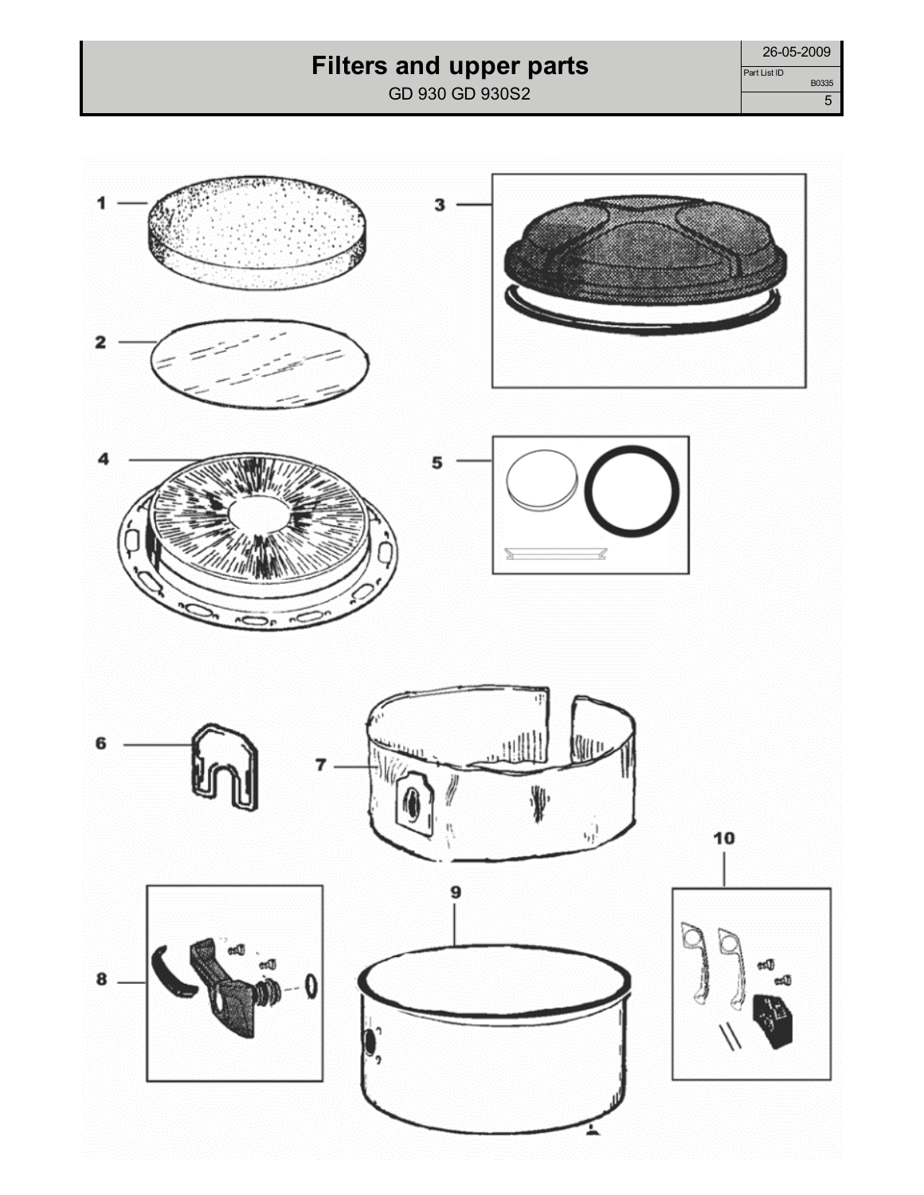# Filters and upper parts

GD 930 GD 930S2

26-05-2009

Part List ID B0335

1

2

3

4

5

6

7

8

9

10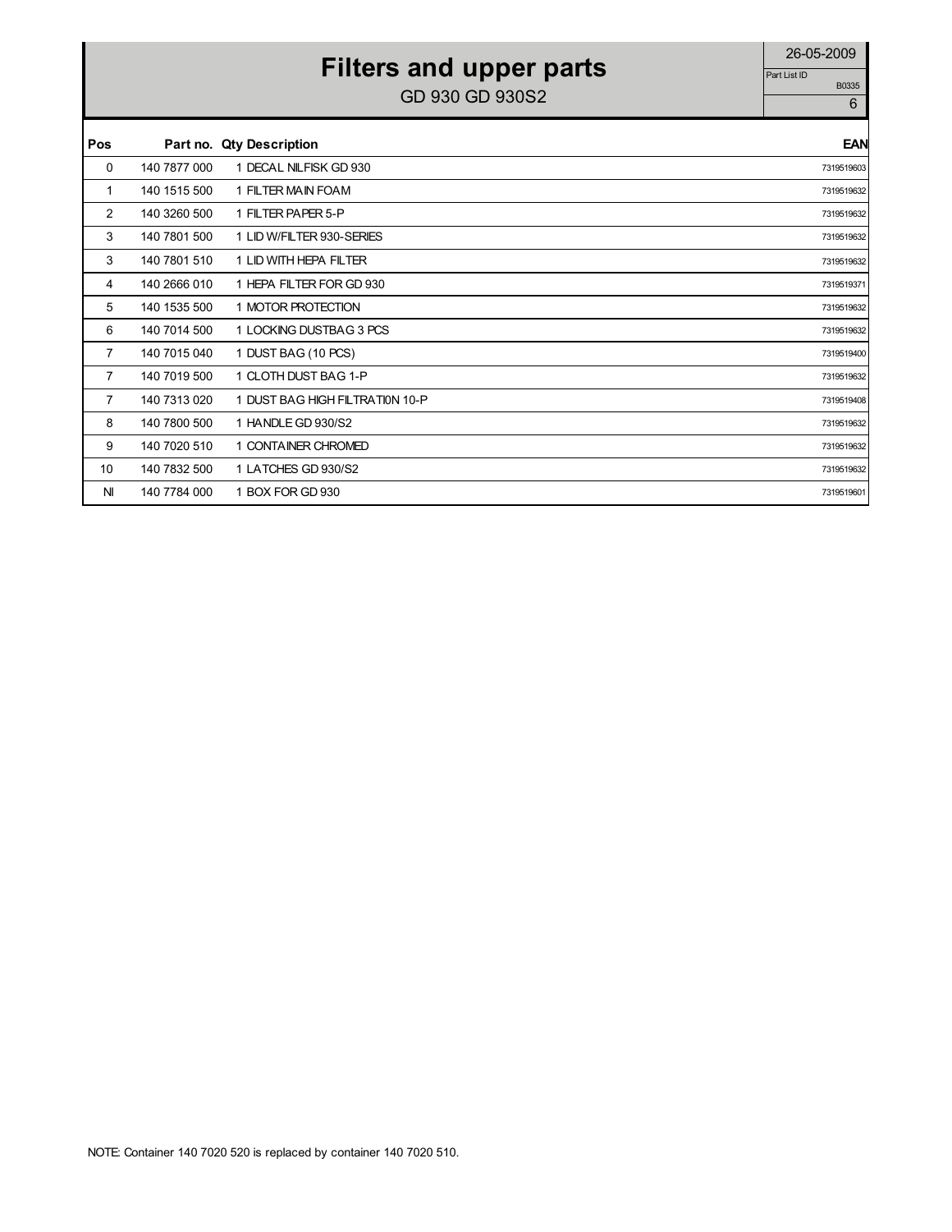# Filters and upper parts

## GD 930 GD 930S2

26-05-2009

Part List ID B0335

6

| Pos | Part no. | Qty | Description | EAN |
|---|---|---|---|---|
| 0 | 140 7877 000 | 1 | DECAL NILFISK GD 930 | 7319519603 |
| 1 | 140 1515 500 | 1 | FILTER MAIN FOAM | 7319519632 |
| 2 | 140 3260 500 | 1 | FILTER PAPER 5-P | 7319519632 |
| 3 | 140 7801 500 | 1 | LID W/FILTER 930-SERIES | 7319519632 |
| 3 | 140 7801 510 | 1 | LID WITH HEPA FILTER | 7319519632 |
| 4 | 140 2666 010 | 1 | HEPA FILTER FOR GD 930 | 7319519371 |
| 5 | 140 1535 500 | 1 | MOTOR PROTECTION | 7319519632 |
| 6 | 140 7014 500 | 1 | LOCKING DUSTBAG 3 PCS | 7319519632 |
| 7 | 140 7015 040 | 1 | DUST BAG (10 PCS) | 7319519400 |
| 7 | 140 7019 500 | 1 | CLOTH DUST BAG 1-P | 7319519632 |
| 7 | 140 7313 020 | 1 | DUST BAG HIGH FILTRATI0N 10-P | 7319519408 |
| 8 | 140 7800 500 | 1 | HANDLE GD 930/S2 | 7319519632 |
| 9 | 140 7020 510 | 1 | CONTAINER CHROMED | 7319519632 |
| 10 | 140 7832 500 | 1 | LATCHES GD 930/S2 | 7319519632 |
| NI | 140 7784 000 | 1 | BOX FOR GD 930 | 7319519601 |

NOTE: Container 140 7020 520 is replaced by container 140 7020 510.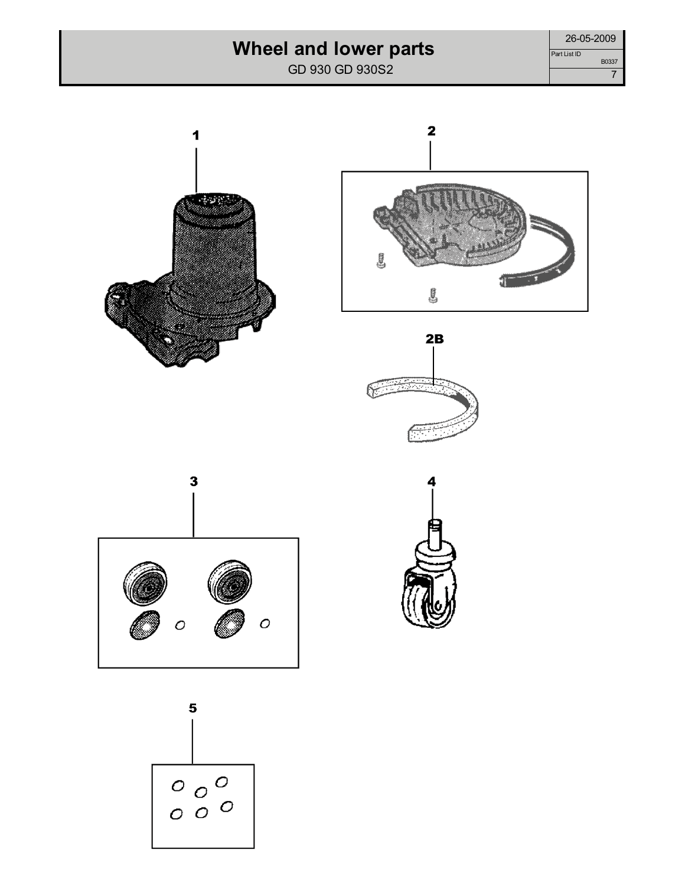# Wheel and lower parts

GD 930 GD 930S2

26-05-2009

Part List ID B0337

1

2

2B

3

4

5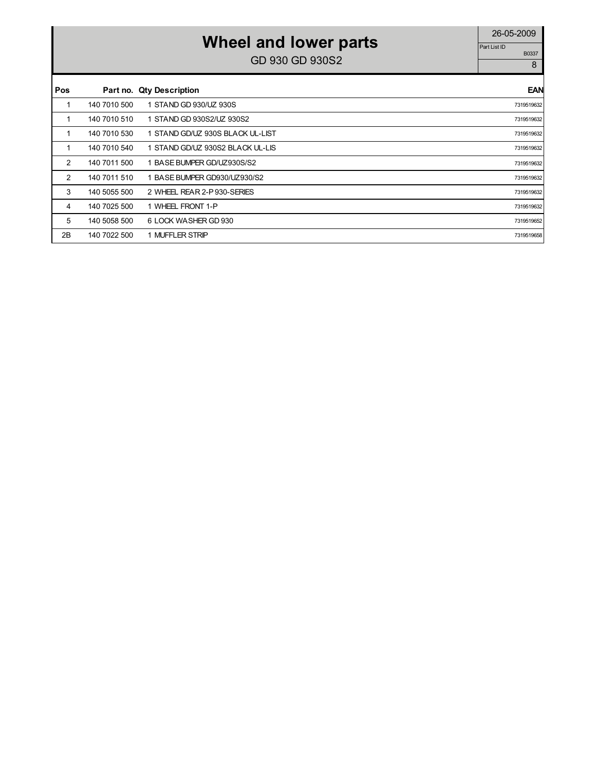# Wheel and lower parts

GD 930 GD 930S2

26-05-2009

Part List ID B0337

| Pos | Part no. | Qty | Description | EAN |
|---|---|---|---|---|
| 1 | 140 7010 500 | 1 | STAND GD 930/UZ 930S | 7319519632 |
| 1 | 140 7010 510 | 1 | STAND GD 930S2/UZ 930S2 | 7319519632 |
| 1 | 140 7010 530 | 1 | STAND GD/UZ 930S BLACK UL-LIST | 7319519632 |
| 1 | 140 7010 540 | 1 | STAND GD/UZ 930S2 BLACK UL-LIS | 7319519632 |
| 2 | 140 7011 500 | 1 | BASE BUMPER GD/UZ930S/S2 | 7319519632 |
| 2 | 140 7011 510 | 1 | BASE BUMPER GD930/UZ930/S2 | 7319519632 |
| 3 | 140 5055 500 | 2 | WHEEL REAR 2-P 930-SERIES | 7319519632 |
| 4 | 140 7025 500 | 1 | WHEEL FRONT 1-P | 7319519632 |
| 5 | 140 5058 500 | 6 | LOCK WASHER GD 930 | 7319519652 |
| 2B | 140 7022 500 | 1 | MUFFLER STRIP | 7319519658 |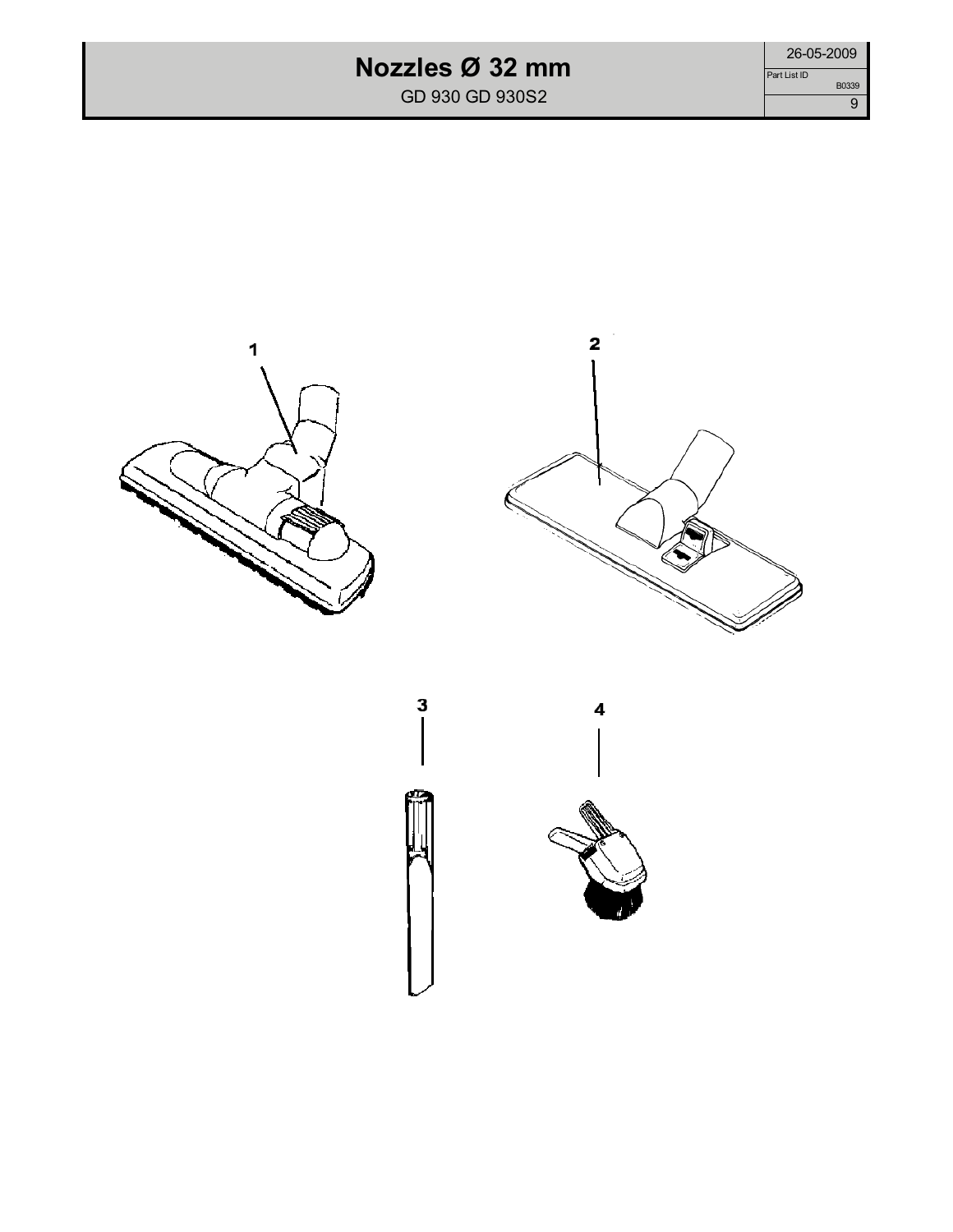# Nozzles Ø 32 mm

GD 930 GD 930S2

| 26-05-2009 |
|---|
| Part List ID B0339 |
| 9 |

1

2

3

4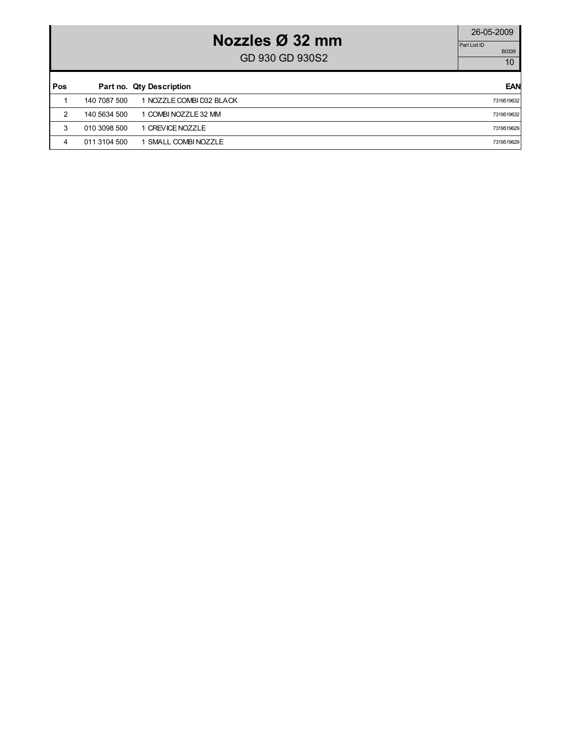# Nozzles Ø 32 mm

GD 930 GD 930S2

26-05-2009

Part List ID B0339

| Pos | Part no. | Qty | Description | EAN |
|---|---|---|---|---|
| 1 | 140 7087 500 | 1 | NOZZLE COMBI D32 BLACK | 7319519632 |
| 2 | 140 5634 500 | 1 | COMBI NOZZLE 32 MM | 7319519632 |
| 3 | 010 3098 500 | 1 | CREVICE NOZZLE | 7319519629 |
| 4 | 011 3104 500 | 1 | SMALL COMBI NOZZLE | 7319519629 |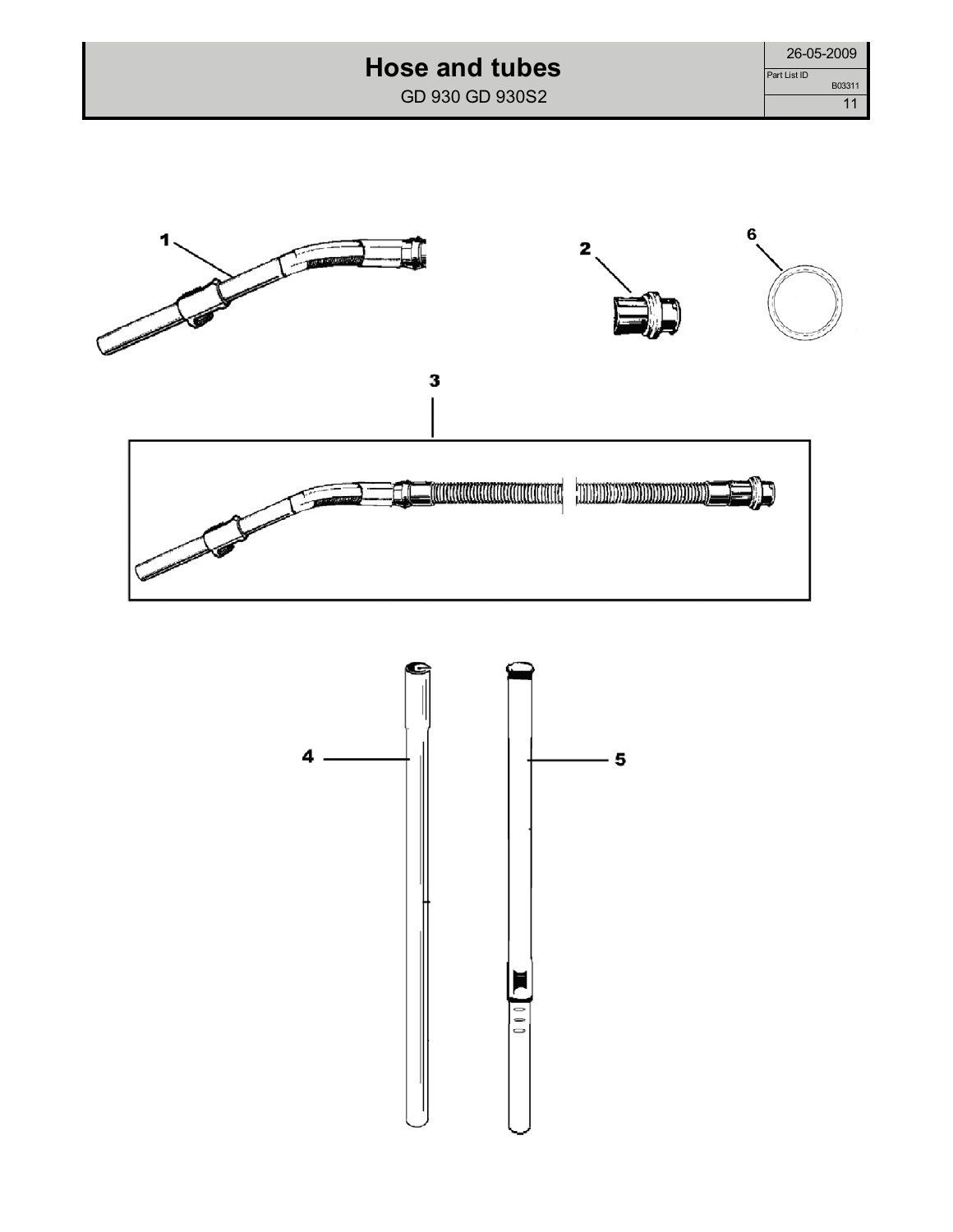# Hose and tubes

GD 930 GD 930S2

26-05-2009

Part List ID B03311

1

2

6

3

4

5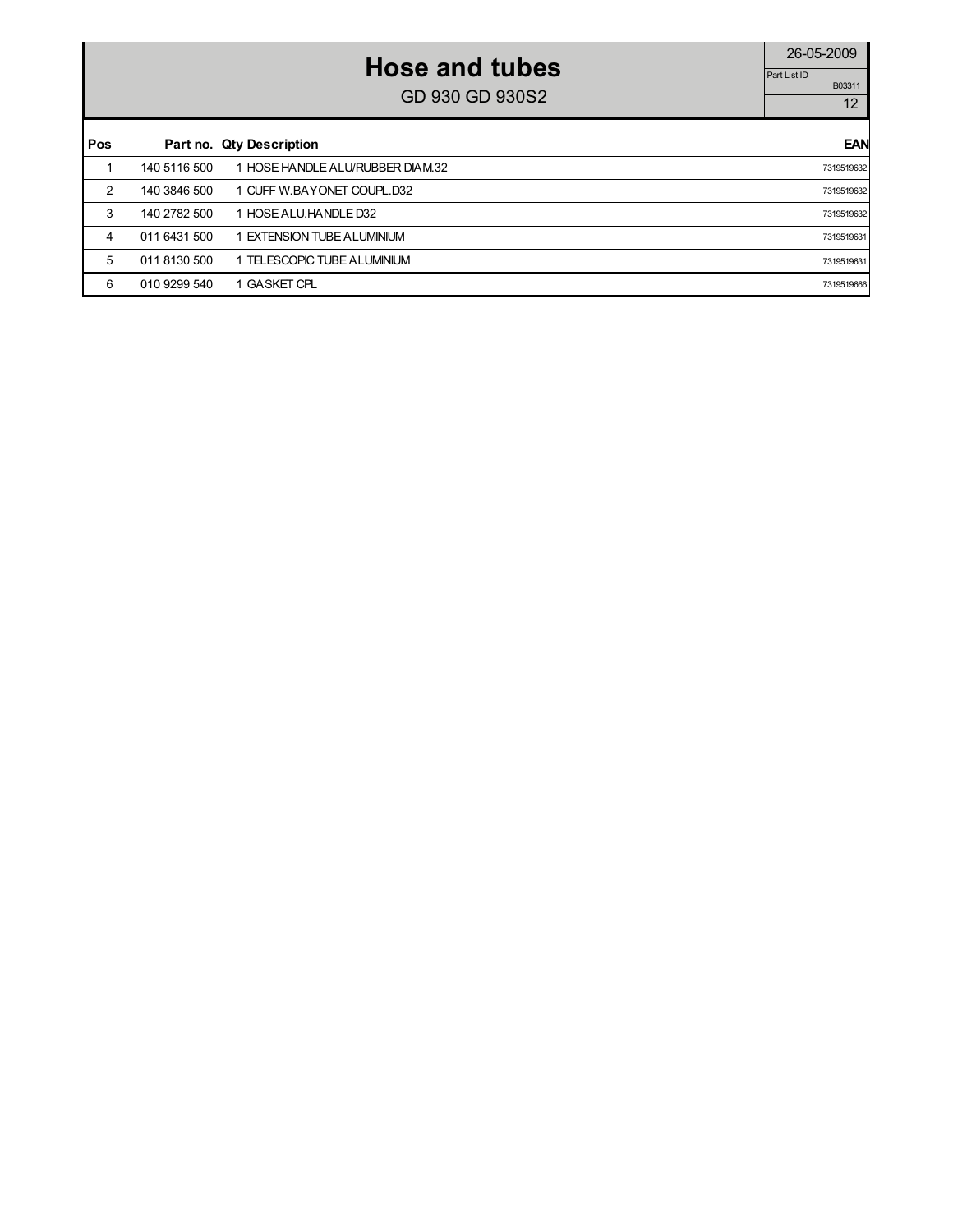# Hose and tubes

GD 930 GD 930S2

26-05-2009

Part List ID B03311

| Pos | Part no. | Qty | Description | EAN |
|---|---|---|---|---|
| 1 | 140 5116 500 | 1 | HOSE HANDLE ALU/RUBBER DIAM.32 | 7319519632 |
| 2 | 140 3846 500 | 1 | CUFF W.BAYONET COUPL.D32 | 7319519632 |
| 3 | 140 2782 500 | 1 | HOSE ALU.HANDLE D32 | 7319519632 |
| 4 | 011 6431 500 | 1 | EXTENSION TUBE ALUMINIUM | 7319519631 |
| 5 | 011 8130 500 | 1 | TELESCOPIC TUBE ALUMINIUM | 7319519631 |
| 6 | 010 9299 540 | 1 | GASKET CPL | 7319519666 |